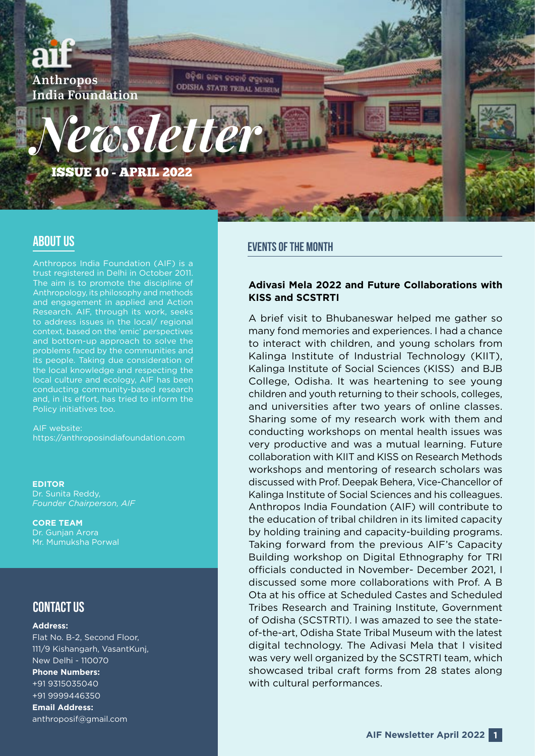aif

Anthropos India Foundation

# Newsletter

ISSUE 10 - APRIL 2022

## ABOUT US

Anthropos India Foundation (AIF) is a trust registered in Delhi in October 2011. The aim is to promote the discipline of Anthropology, its philosophy and methods and engagement in applied and Action Research. AIF, through its work, seeks to address issues in the local/ regional context, based on the 'emic' perspectives and bottom-up approach to solve the problems faced by the communities and its people. Taking due consideration of the local knowledge and respecting the local culture and ecology, AIF has been conducting community-based research and, in its effort, has tried to inform the Policy initiatives too.

AIF website:
https://anthroposindiafoundation.com

**EDITOR**
Dr. Sunita Reddy,
*Founder Chairperson, AIF*

**CORE TEAM**
Dr. Gunjan Arora
Mr. Mumuksha Porwal

## CONTACT US

**Address:**
Flat No. B-2, Second Floor,
111/9 Kishangarh, VasantKunj,
New Delhi - 110070

**Phone Numbers:**
+91 9315035040
+91 9999446350

**Email Address:**
anthroposif@gmail.com

## EVENTS OF THE MONTH

### Adivasi Mela 2022 and Future Collaborations with KISS and SCSTRTI

A brief visit to Bhubaneswar helped me gather so many fond memories and experiences. I had a chance to interact with children, and young scholars from Kalinga Institute of Industrial Technology (KIIT), Kalinga Institute of Social Sciences (KISS) and BJB College, Odisha. It was heartening to see young children and youth returning to their schools, colleges, and universities after two years of online classes. Sharing some of my research work with them and conducting workshops on mental health issues was very productive and was a mutual learning. Future collaboration with KIIT and KISS on Research Methods workshops and mentoring of research scholars was discussed with Prof. Deepak Behera, Vice-Chancellor of Kalinga Institute of Social Sciences and his colleagues. Anthropos India Foundation (AIF) will contribute to the education of tribal children in its limited capacity by holding training and capacity-building programs. Taking forward from the previous AIF's Capacity Building workshop on Digital Ethnography for TRI officials conducted in November- December 2021, I discussed some more collaborations with Prof. A B Ota at his office at Scheduled Castes and Scheduled Tribes Research and Training Institute, Government of Odisha (SCSTRTI). I was amazed to see the state-of-the-art, Odisha State Tribal Museum with the latest digital technology. The Adivasi Mela that I visited was very well organized by the SCSTRTI team, which showcased tribal craft forms from 28 states along with cultural performances.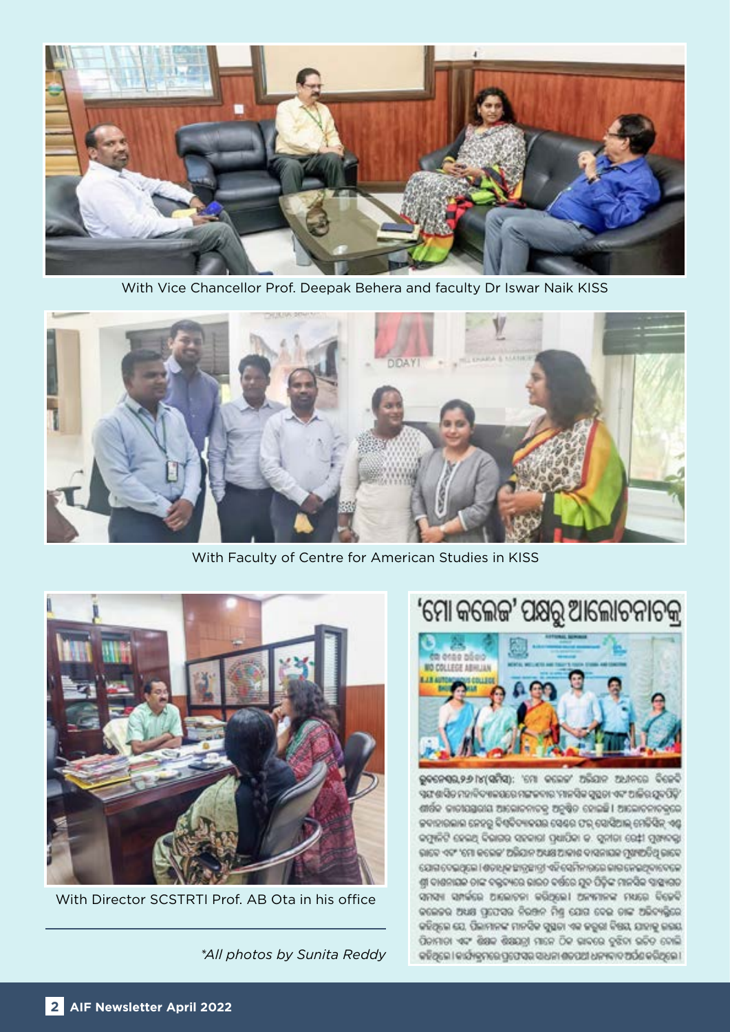With Vice Chancellor Prof. Deepak Behera and faculty Dr Iswar Naik KISS

With Faculty of Centre for American Studies in KISS

With Director SCSTRTI Prof. AB Ota in his office

*All photos by Sunita Reddy

'ମୋ କଲେଜ' ପକ୍ଷରୁ ଆଲୋଚନାଚକ୍ର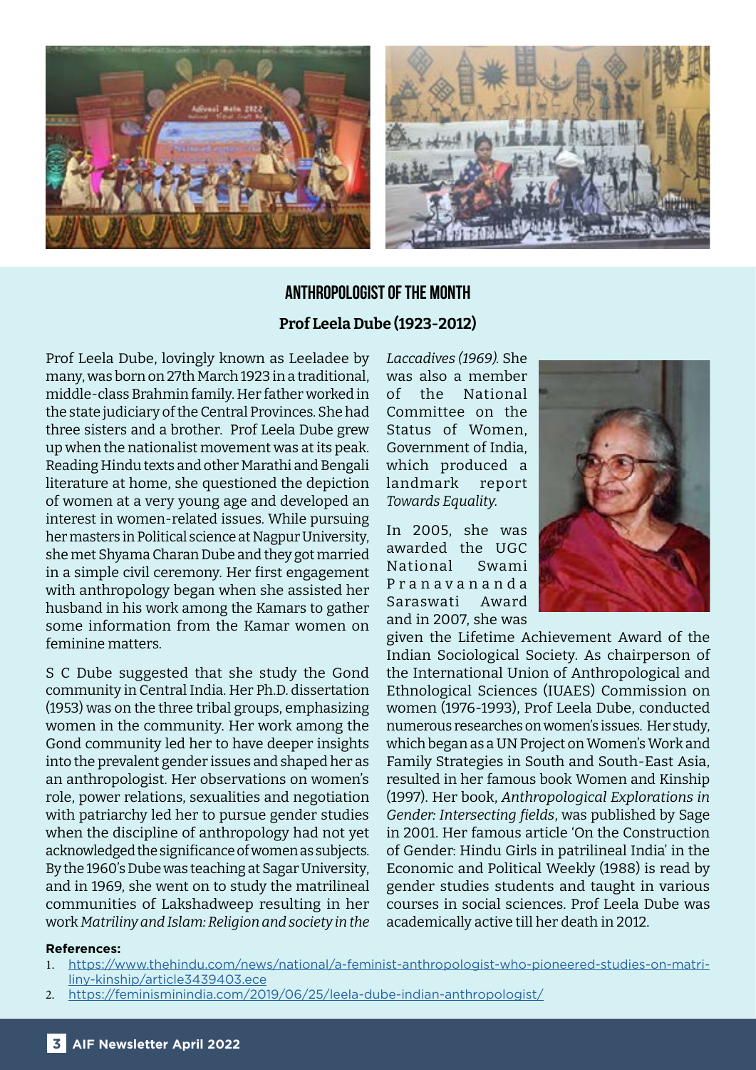## ANTHROPOLOGIST OF THE MONTH

### Prof Leela Dube (1923-2012)

Prof Leela Dube, lovingly known as Leeladee by many, was born on 27th March 1923 in a traditional, middle-class Brahmin family. Her father worked in the state judiciary of the Central Provinces. She had three sisters and a brother. Prof Leela Dube grew up when the nationalist movement was at its peak. Reading Hindu texts and other Marathi and Bengali literature at home, she questioned the depiction of women at a very young age and developed an interest in women-related issues. While pursuing her masters in Political science at Nagpur University, she met Shyama Charan Dube and they got married in a simple civil ceremony. Her first engagement with anthropology began when she assisted her husband in his work among the Kamars to gather some information from the Kamar women on feminine matters.

S C Dube suggested that she study the Gond community in Central India. Her Ph.D. dissertation (1953) was on the three tribal groups, emphasizing women in the community. Her work among the Gond community led her to have deeper insights into the prevalent gender issues and shaped her as an anthropologist. Her observations on women's role, power relations, sexualities and negotiation with patriarchy led her to pursue gender studies when the discipline of anthropology had not yet acknowledged the significance of women as subjects. By the 1960's Dube was teaching at Sagar University, and in 1969, she went on to study the matrilineal communities of Lakshadweep resulting in her work *Matriliny and Islam: Religion and society in the Laccadives (1969)*. She was also a member of the National Committee on the Status of Women, Government of India, which produced a landmark report *Towards Equality*.

In 2005, she was awarded the UGC National Swami Pranavananda Saraswati Award and in 2007, she was given the Lifetime Achievement Award of the Indian Sociological Society. As chairperson of the International Union of Anthropological and Ethnological Sciences (IUAES) Commission on women (1976-1993), Prof Leela Dube, conducted numerous researches on women's issues. Her study, which began as a UN Project on Women's Work and Family Strategies in South and South-East Asia, resulted in her famous book Women and Kinship (1997). Her book, *Anthropological Explorations in Gender: Intersecting fields*, was published by Sage in 2001. Her famous article 'On the Construction of Gender: Hindu Girls in patrilineal India' in the Economic and Political Weekly (1988) is read by gender studies students and taught in various courses in social sciences. Prof Leela Dube was academically active till her death in 2012.

**References:**

1. https://www.thehindu.com/news/national/a-feminist-anthropologist-who-pioneered-studies-on-matriliny-kinship/article3439403.ece
2. https://feminisminindia.com/2019/06/25/leela-dube-indian-anthropologist/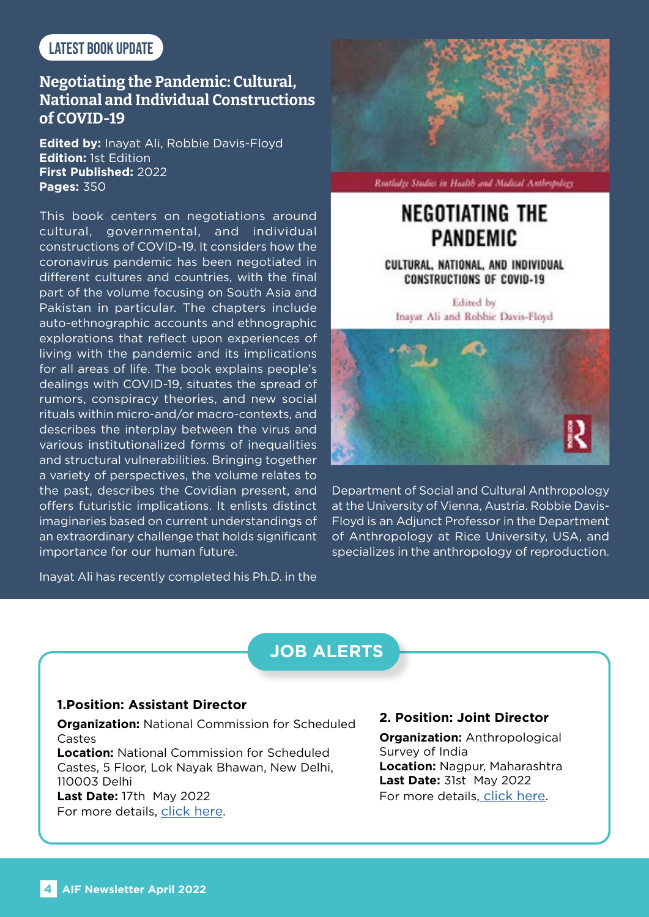LATEST BOOK UPDATE

## Negotiating the Pandemic: Cultural, National and Individual Constructions of COVID-19

**Edited by:** Inayat Ali, Robbie Davis-Floyd
**Edition:** 1st Edition
**First Published:** 2022
**Pages:** 350

This book centers on negotiations around cultural, governmental, and individual constructions of COVID-19. It considers how the coronavirus pandemic has been negotiated in different cultures and countries, with the final part of the volume focusing on South Asia and Pakistan in particular. The chapters include auto-ethnographic accounts and ethnographic explorations that reflect upon experiences of living with the pandemic and its implications for all areas of life. The book explains people's dealings with COVID-19, situates the spread of rumors, conspiracy theories, and new social rituals within micro-and/or macro-contexts, and describes the interplay between the virus and various institutionalized forms of inequalities and structural vulnerabilities. Bringing together a variety of perspectives, the volume relates to the past, describes the Covidian present, and offers futuristic implications. It enlists distinct imaginaries based on current understandings of an extraordinary challenge that holds significant importance for our human future.

Inayat Ali has recently completed his Ph.D. in the Department of Social and Cultural Anthropology at the University of Vienna, Austria. Robbie Davis-Floyd is an Adjunct Professor in the Department of Anthropology at Rice University, USA, and specializes in the anthropology of reproduction.

## JOB ALERTS

### 1.Position: Assistant Director

**Organization:** National Commission for Scheduled Castes
**Location:** National Commission for Scheduled Castes, 5 Floor, Lok Nayak Bhawan, New Delhi, 110003 Delhi
**Last Date:** 17th May 2022
For more details, click here.

### 2. Position: Joint Director

**Organization:** Anthropological Survey of India
**Location:** Nagpur, Maharashtra
**Last Date:** 31st May 2022
For more details, click here.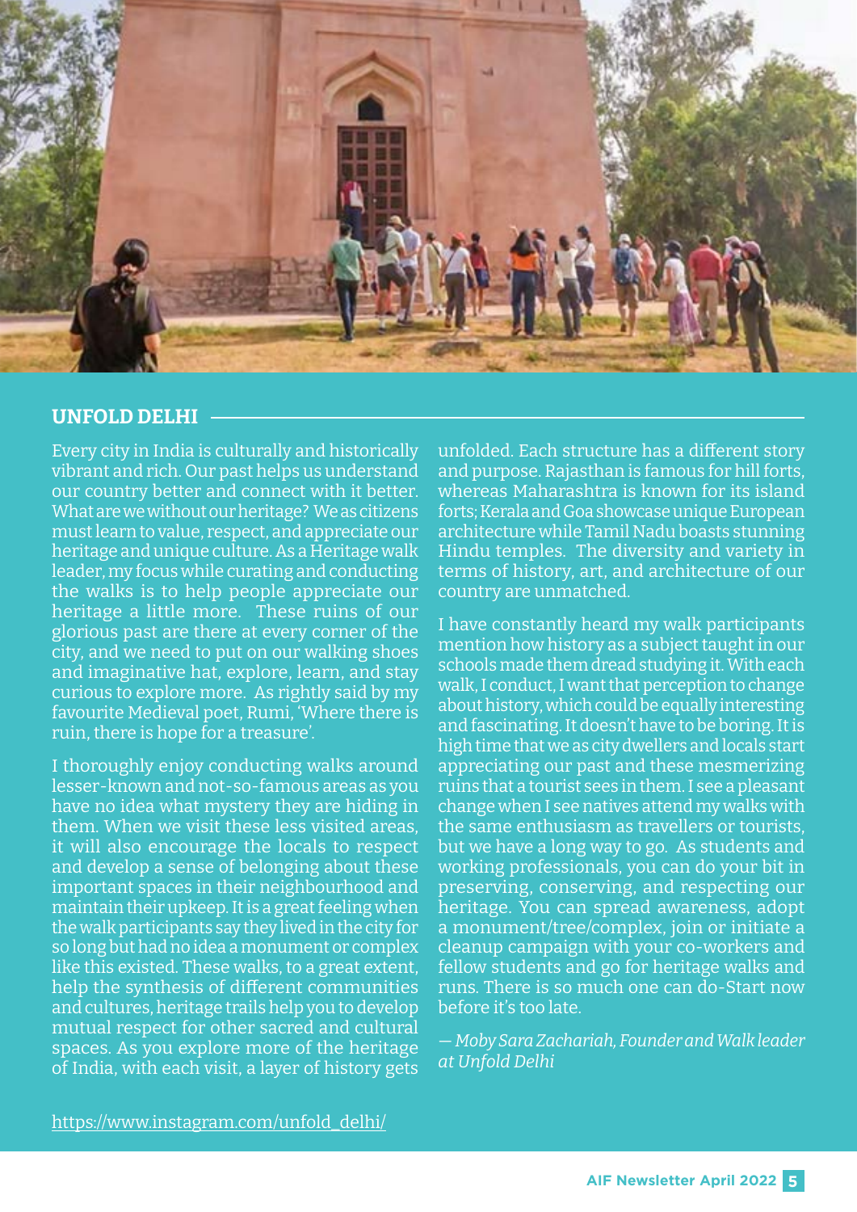## UNFOLD DELHI

Every city in India is culturally and historically vibrant and rich. Our past helps us understand our country better and connect with it better. What are we without our heritage? We as citizens must learn to value, respect, and appreciate our heritage and unique culture. As a Heritage walk leader, my focus while curating and conducting the walks is to help people appreciate our heritage a little more. These ruins of our glorious past are there at every corner of the city, and we need to put on our walking shoes and imaginative hat, explore, learn, and stay curious to explore more. As rightly said by my favourite Medieval poet, Rumi, 'Where there is ruin, there is hope for a treasure'.

I thoroughly enjoy conducting walks around lesser-known and not-so-famous areas as you have no idea what mystery they are hiding in them. When we visit these less visited areas, it will also encourage the locals to respect and develop a sense of belonging about these important spaces in their neighbourhood and maintain their upkeep. It is a great feeling when the walk participants say they lived in the city for so long but had no idea a monument or complex like this existed. These walks, to a great extent, help the synthesis of different communities and cultures, heritage trails help you to develop mutual respect for other sacred and cultural spaces. As you explore more of the heritage of India, with each visit, a layer of history gets unfolded. Each structure has a different story and purpose. Rajasthan is famous for hill forts, whereas Maharashtra is known for its island forts; Kerala and Goa showcase unique European architecture while Tamil Nadu boasts stunning Hindu temples. The diversity and variety in terms of history, art, and architecture of our country are unmatched.

I have constantly heard my walk participants mention how history as a subject taught in our schools made them dread studying it. With each walk, I conduct, I want that perception to change about history, which could be equally interesting and fascinating. It doesn't have to be boring. It is high time that we as city dwellers and locals start appreciating our past and these mesmerizing ruins that a tourist sees in them. I see a pleasant change when I see natives attend my walks with the same enthusiasm as travellers or tourists, but we have a long way to go. As students and working professionals, you can do your bit in preserving, conserving, and respecting our heritage. You can spread awareness, adopt a monument/tree/complex, join or initiate a cleanup campaign with your co-workers and fellow students and go for heritage walks and runs. There is so much one can do-Start now before it's too late.

*— Moby Sara Zachariah, Founder and Walk leader at Unfold Delhi*

https://www.instagram.com/unfold_delhi/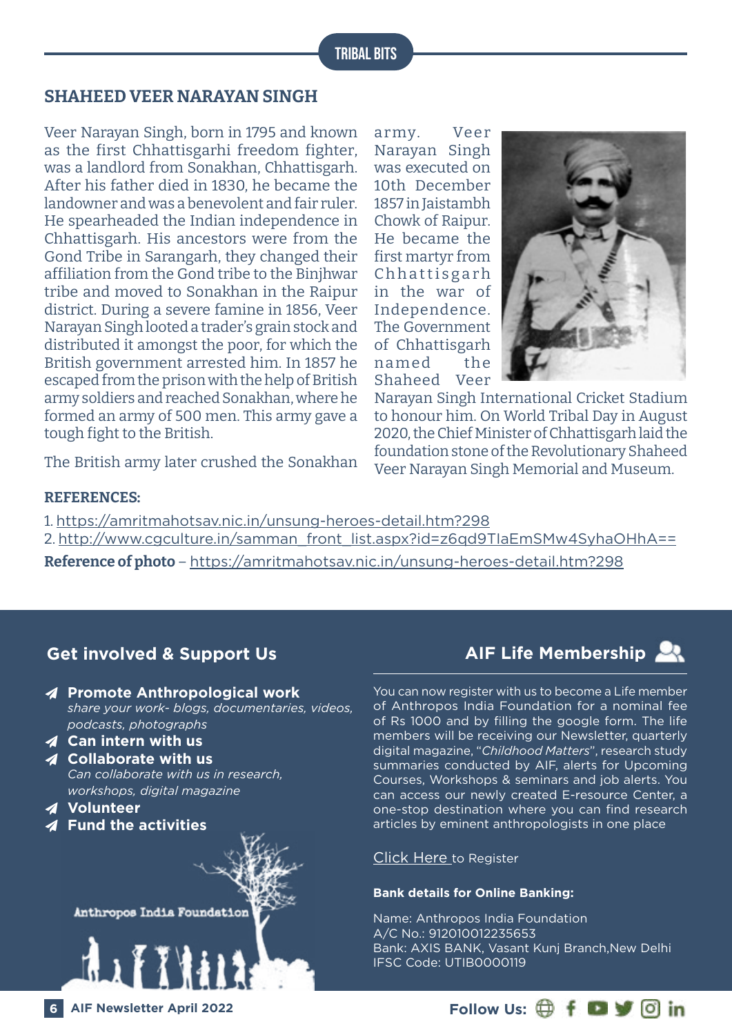TRIBAL BITS

## SHAHEED VEER NARAYAN SINGH

Veer Narayan Singh, born in 1795 and known as the first Chhattisgarhi freedom fighter, was a landlord from Sonakhan, Chhattisgarh. After his father died in 1830, he became the landowner and was a benevolent and fair ruler. He spearheaded the Indian independence in Chhattisgarh. His ancestors were from the Gond Tribe in Sarangarh, they changed their affiliation from the Gond tribe to the Binjhwar tribe and moved to Sonakhan in the Raipur district. During a severe famine in 1856, Veer Narayan Singh looted a trader's grain stock and distributed it amongst the poor, for which the British government arrested him. In 1857 he escaped from the prison with the help of British army soldiers and reached Sonakhan, where he formed an army of 500 men. This army gave a tough fight to the British.

The British army later crushed the Sonakhan army. Veer Narayan Singh was executed on 10th December 1857 in Jaistambh Chowk of Raipur. He became the first martyr from Chhattisgarh in the war of Independence. The Government of Chhattisgarh named the Shaheed Veer Narayan Singh International Cricket Stadium to honour him. On World Tribal Day in August 2020, the Chief Minister of Chhattisgarh laid the foundation stone of the Revolutionary Shaheed Veer Narayan Singh Memorial and Museum.

### REFERENCES:

1. https://amritmahotsav.nic.in/unsung-heroes-detail.htm?298
2. http://www.cgculture.in/samman_front_list.aspx?id=z6qd9TIaEmSMw4SyhaOHhA==

**Reference of photo** – https://amritmahotsav.nic.in/unsung-heroes-detail.htm?298

## Get involved & Support Us

- **Promote Anthropological work**
  *share your work- blogs, documentaries, videos, podcasts, photographs*
- **Can intern with us**
- **Collaborate with us**
  *Can collaborate with us in research, workshops, digital magazine*
- **Volunteer**
- **Fund the activities**

Anthropos India Foundation

## AIF Life Membership

You can now register with us to become a Life member of Anthropos India Foundation for a nominal fee of Rs 1000 and by filling the google form. The life members will be receiving our Newsletter, quarterly digital magazine, "*Childhood Matters*", research study summaries conducted by AIF, alerts for Upcoming Courses, Workshops & seminars and job alerts. You can access our newly created E-resource Center, a one-stop destination where you can find research articles by eminent anthropologists in one place

Click Here to Register

**Bank details for Online Banking:**

Name: Anthropos India Foundation
A/C No.: 912010012235653
Bank: AXIS BANK, Vasant Kunj Branch,New Delhi
IFSC Code: UTIB0000119

Follow Us: